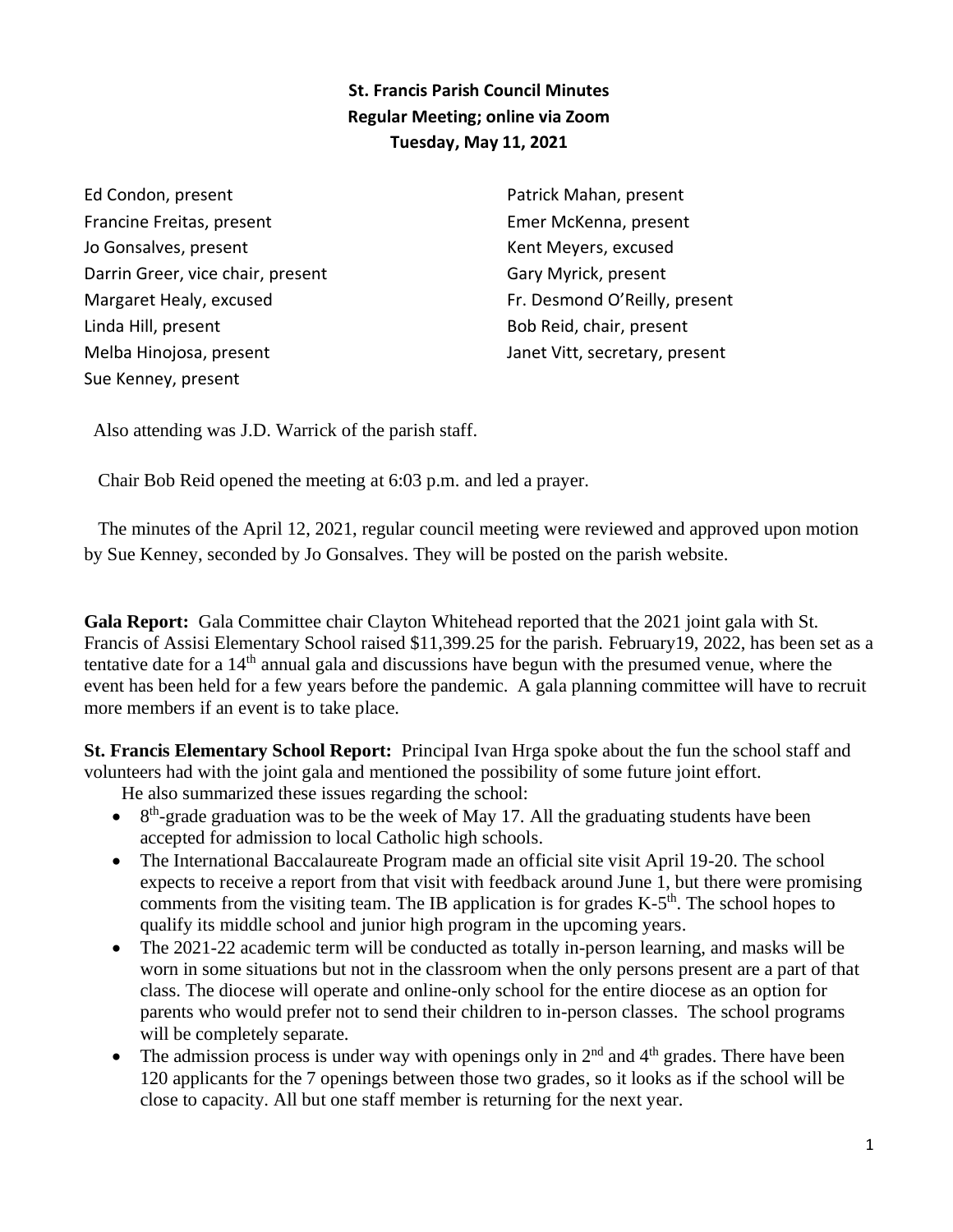# St. Francis Parish Council Minutes
## Regular Meeting; online via Zoom
## Tuesday, May 11, 2021

Ed Condon, present
Francine Freitas, present
Jo Gonsalves, present
Darrin Greer, vice chair, present
Margaret Healy, excused
Linda Hill, present
Melba Hinojosa, present
Sue Kenney, present
Patrick Mahan, present
Emer McKenna, present
Kent Meyers, excused
Gary Myrick, present
Fr. Desmond O'Reilly, present
Bob Reid, chair, present
Janet Vitt, secretary, present

Also attending was J.D. Warrick of the parish staff.

Chair Bob Reid opened the meeting at 6:03 p.m. and led a prayer.

The minutes of the April 12, 2021, regular council meeting were reviewed and approved upon motion by Sue Kenney, seconded by Jo Gonsalves. They will be posted on the parish website.

**Gala Report:** Gala Committee chair Clayton Whitehead reported that the 2021 joint gala with St. Francis of Assisi Elementary School raised $11,399.25 for the parish. February19, 2022, has been set as a tentative date for a 14th annual gala and discussions have begun with the presumed venue, where the event has been held for a few years before the pandemic. A gala planning committee will have to recruit more members if an event is to take place.

**St. Francis Elementary School Report:** Principal Ivan Hrga spoke about the fun the school staff and volunteers had with the joint gala and mentioned the possibility of some future joint effort.

He also summarized these issues regarding the school:

- 8th-grade graduation was to be the week of May 17. All the graduating students have been accepted for admission to local Catholic high schools.
- The International Baccalaureate Program made an official site visit April 19-20. The school expects to receive a report from that visit with feedback around June 1, but there were promising comments from the visiting team. The IB application is for grades K-5th. The school hopes to qualify its middle school and junior high program in the upcoming years.
- The 2021-22 academic term will be conducted as totally in-person learning, and masks will be worn in some situations but not in the classroom when the only persons present are a part of that class. The diocese will operate and online-only school for the entire diocese as an option for parents who would prefer not to send their children to in-person classes. The school programs will be completely separate.
- The admission process is under way with openings only in 2nd and 4th grades. There have been 120 applicants for the 7 openings between those two grades, so it looks as if the school will be close to capacity. All but one staff member is returning for the next year.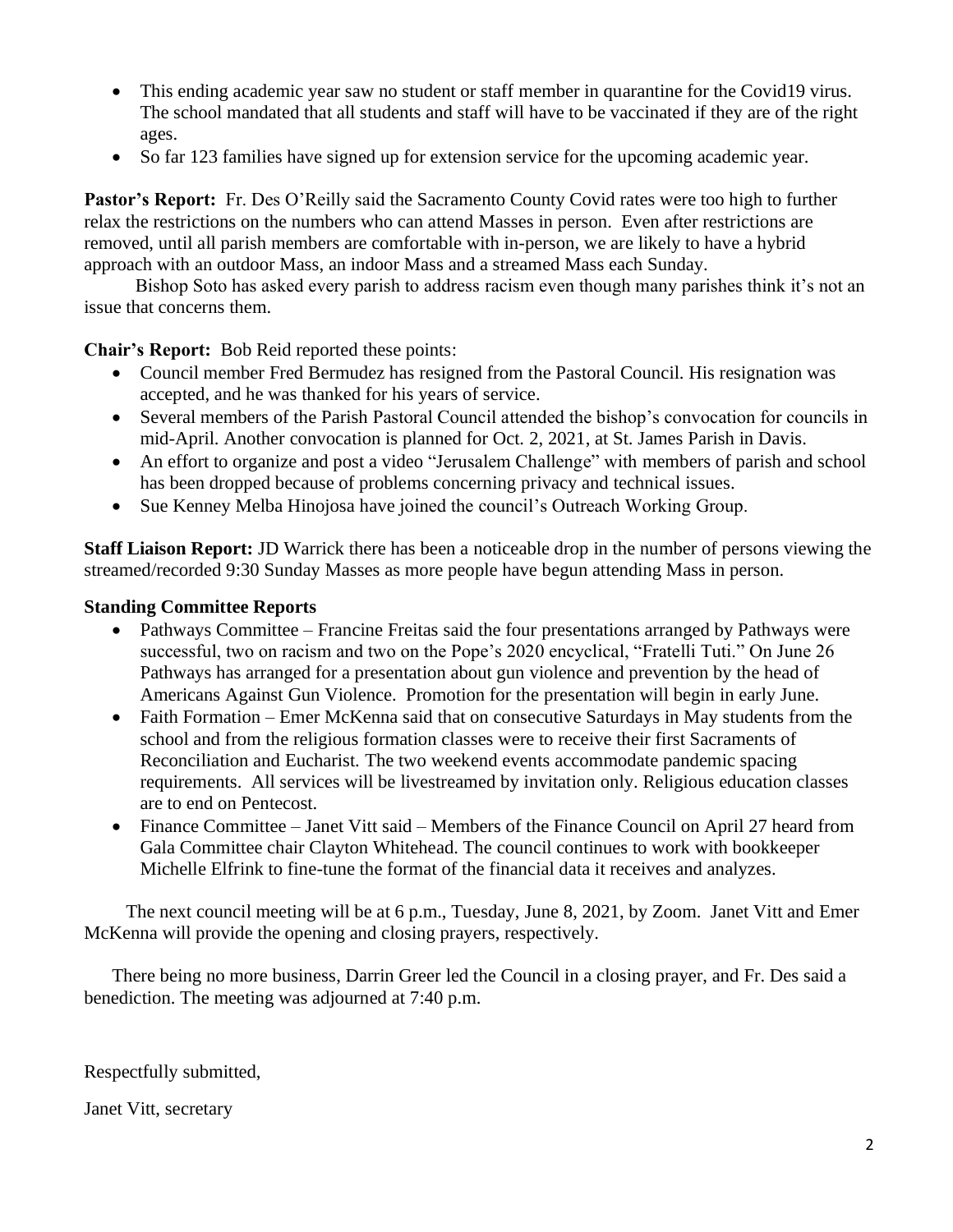- This ending academic year saw no student or staff member in quarantine for the Covid19 virus. The school mandated that all students and staff will have to be vaccinated if they are of the right ages.
- So far 123 families have signed up for extension service for the upcoming academic year.

**Pastor's Report:** Fr. Des O'Reilly said the Sacramento County Covid rates were too high to further relax the restrictions on the numbers who can attend Masses in person. Even after restrictions are removed, until all parish members are comfortable with in-person, we are likely to have a hybrid approach with an outdoor Mass, an indoor Mass and a streamed Mass each Sunday.

Bishop Soto has asked every parish to address racism even though many parishes think it's not an issue that concerns them.

**Chair's Report:** Bob Reid reported these points:

- Council member Fred Bermudez has resigned from the Pastoral Council. His resignation was accepted, and he was thanked for his years of service.
- Several members of the Parish Pastoral Council attended the bishop's convocation for councils in mid-April. Another convocation is planned for Oct. 2, 2021, at St. James Parish in Davis.
- An effort to organize and post a video "Jerusalem Challenge" with members of parish and school has been dropped because of problems concerning privacy and technical issues.
- Sue Kenney Melba Hinojosa have joined the council's Outreach Working Group.

**Staff Liaison Report:** JD Warrick there has been a noticeable drop in the number of persons viewing the streamed/recorded 9:30 Sunday Masses as more people have begun attending Mass in person.

**Standing Committee Reports**

- Pathways Committee – Francine Freitas said the four presentations arranged by Pathways were successful, two on racism and two on the Pope's 2020 encyclical, "Fratelli Tuti." On June 26 Pathways has arranged for a presentation about gun violence and prevention by the head of Americans Against Gun Violence. Promotion for the presentation will begin in early June.
- Faith Formation – Emer McKenna said that on consecutive Saturdays in May students from the school and from the religious formation classes were to receive their first Sacraments of Reconciliation and Eucharist. The two weekend events accommodate pandemic spacing requirements. All services will be livestreamed by invitation only. Religious education classes are to end on Pentecost.
- Finance Committee – Janet Vitt said – Members of the Finance Council on April 27 heard from Gala Committee chair Clayton Whitehead. The council continues to work with bookkeeper Michelle Elfrink to fine-tune the format of the financial data it receives and analyzes.

The next council meeting will be at 6 p.m., Tuesday, June 8, 2021, by Zoom. Janet Vitt and Emer McKenna will provide the opening and closing prayers, respectively.

There being no more business, Darrin Greer led the Council in a closing prayer, and Fr. Des said a benediction. The meeting was adjourned at 7:40 p.m.

Respectfully submitted,

Janet Vitt, secretary